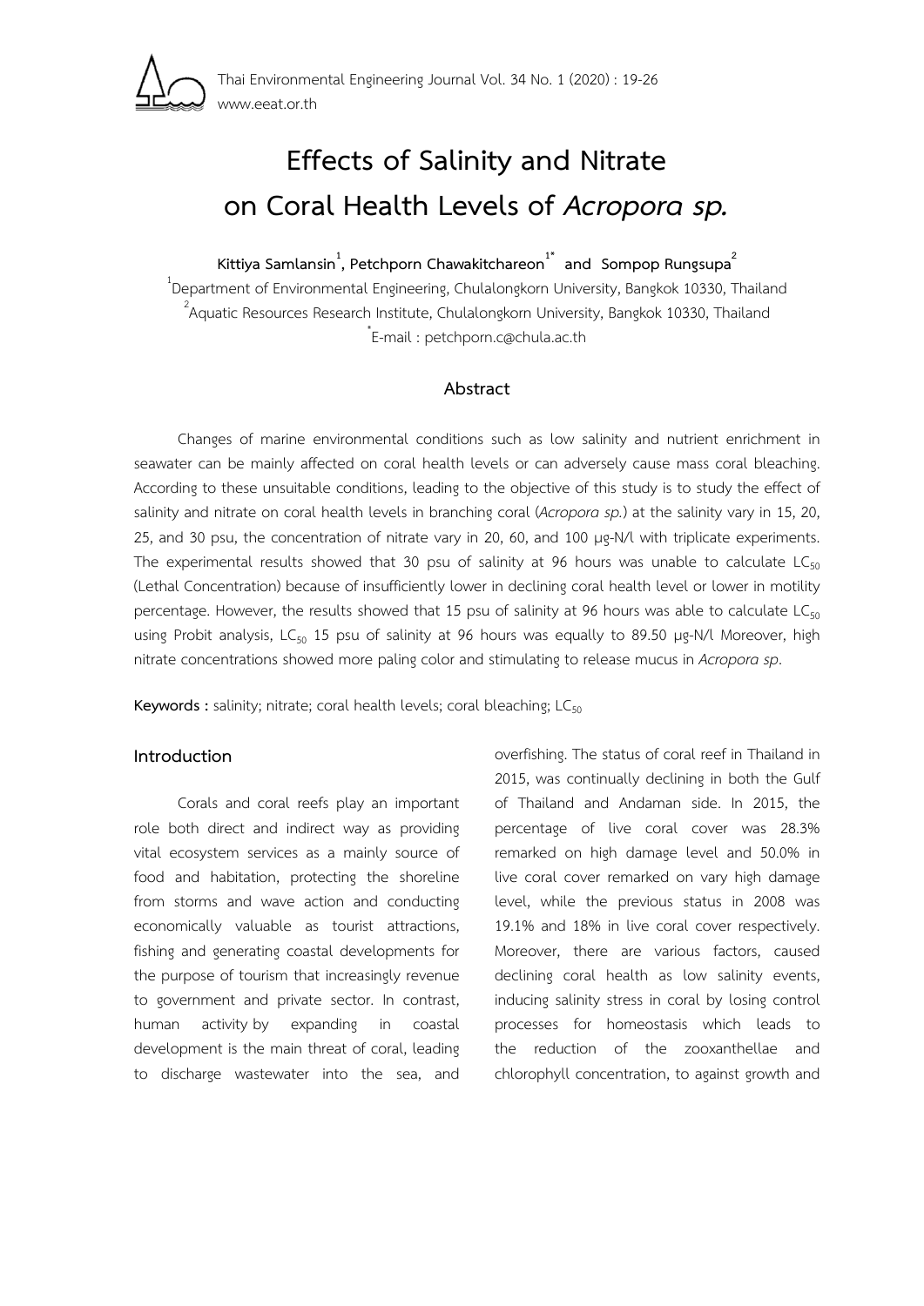# Effects of Salinity and Nitrate on Coral Health Levels of *Acropora sp.*

**Kittiya Samlansin[1], Petchporn Chawakitchareon[1*] and Sompop Rungsupa[2]**

[1]Department of Environmental Engineering, Chulalongkorn University, Bangkok 10330, Thailand

[2]Aquatic Resources Research Institute, Chulalongkorn University, Bangkok 10330, Thailand

[*]E-mail : petchporn.c@chula.ac.th

## Abstract

Changes of marine environmental conditions such as low salinity and nutrient enrichment in seawater can be mainly affected on coral health levels or can adversely cause mass coral bleaching. According to these unsuitable conditions, leading to the objective of this study is to study the effect of salinity and nitrate on coral health levels in branching coral (*Acropora sp.*) at the salinity vary in 15, 20, 25, and 30 psu, the concentration of nitrate vary in 20, 60, and 100 μg-N/l with triplicate experiments. The experimental results showed that 30 psu of salinity at 96 hours was unable to calculate $LC_{50}$ (Lethal Concentration) because of insufficiently lower in declining coral health level or lower in motility percentage. However, the results showed that 15 psu of salinity at 96 hours was able to calculate $LC_{50}$ using Probit analysis, $LC_{50}$ 15 psu of salinity at 96 hours was equally to 89.50 μg-N/l Moreover, high nitrate concentrations showed more paling color and stimulating to release mucus in *Acropora sp*.

**Keywords :** salinity; nitrate; coral health levels; coral bleaching; $LC_{50}$

## Introduction

Corals and coral reefs play an important role both direct and indirect way as providing vital ecosystem services as a mainly source of food and habitation, protecting the shoreline from storms and wave action and conducting economically valuable as tourist attractions, fishing and generating coastal developments for the purpose of tourism that increasingly revenue to government and private sector. In contrast, human activity by expanding in coastal development is the main threat of coral, leading to discharge wastewater into the sea, and overfishing. The status of coral reef in Thailand in 2015, was continually declining in both the Gulf of Thailand and Andaman side. In 2015, the percentage of live coral cover was 28.3% remarked on high damage level and 50.0% in live coral cover remarked on vary high damage level, while the previous status in 2008 was 19.1% and 18% in live coral cover respectively. Moreover, there are various factors, caused declining coral health as low salinity events, inducing salinity stress in coral by losing control processes for homeostasis which leads to the reduction of the zooxanthellae and chlorophyll concentration, to against growth and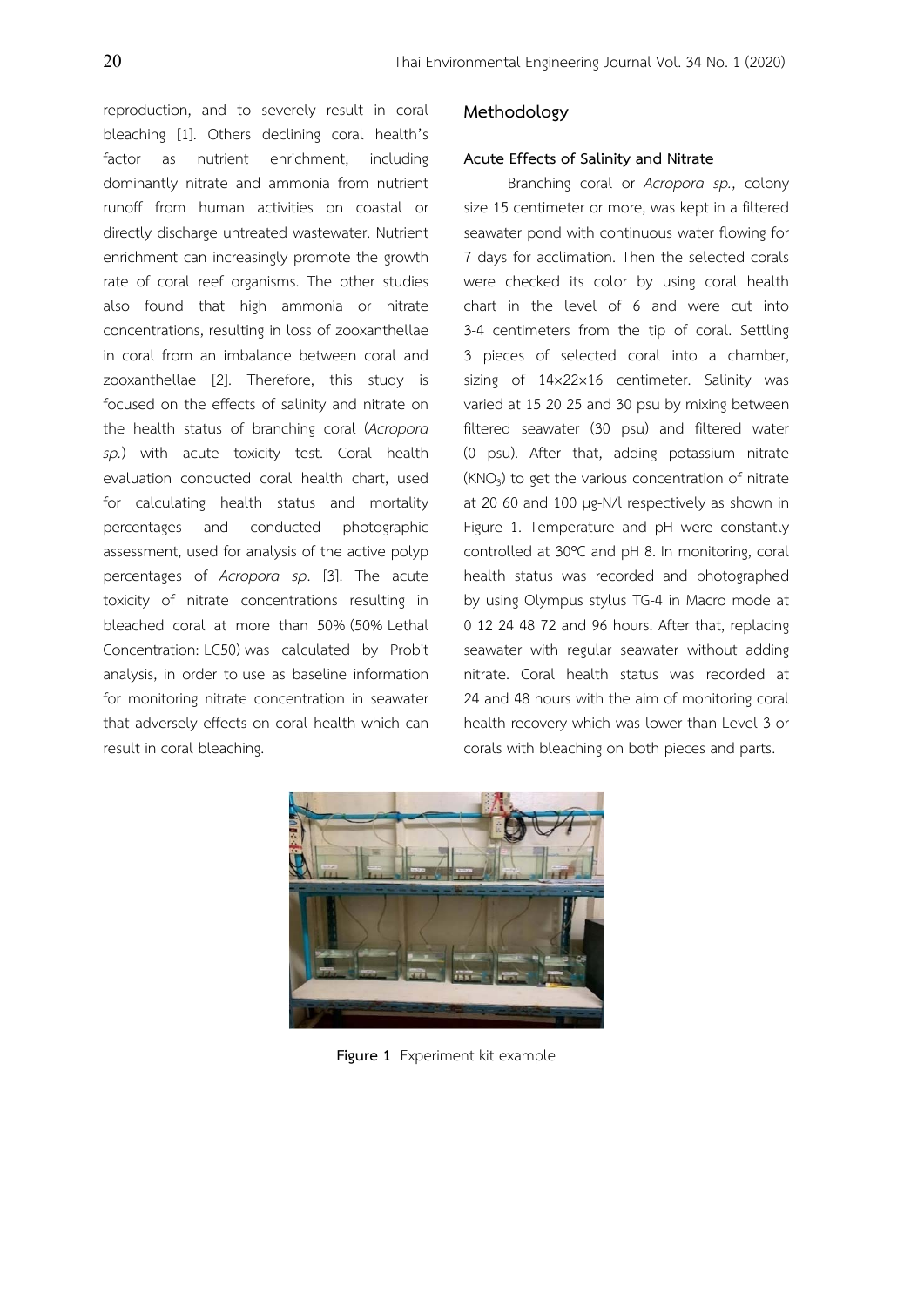reproduction, and to severely result in coral bleaching [1]. Others declining coral health's factor as nutrient enrichment, including dominantly nitrate and ammonia from nutrient runoff from human activities on coastal or directly discharge untreated wastewater. Nutrient enrichment can increasingly promote the growth rate of coral reef organisms. The other studies also found that high ammonia or nitrate concentrations, resulting in loss of zooxanthellae in coral from an imbalance between coral and zooxanthellae [2]. Therefore, this study is focused on the effects of salinity and nitrate on the health status of branching coral (*Acropora sp.*) with acute toxicity test. Coral health evaluation conducted coral health chart, used for calculating health status and mortality percentages and conducted photographic assessment, used for analysis of the active polyp percentages of *Acropora sp.* [3]. The acute toxicity of nitrate concentrations resulting in bleached coral at more than 50% (50% Lethal Concentration: LC50) was calculated by Probit analysis, in order to use as baseline information for monitoring nitrate concentration in seawater that adversely effects on coral health which can result in coral bleaching.

## Methodology

### Acute Effects of Salinity and Nitrate

Branching coral or *Acropora sp.*, colony size 15 centimeter or more, was kept in a filtered seawater pond with continuous water flowing for 7 days for acclimation. Then the selected corals were checked its color by using coral health chart in the level of 6 and were cut into 3-4 centimeters from the tip of coral. Settling 3 pieces of selected coral into a chamber, sizing of 14×22×16 centimeter. Salinity was varied at 15 20 25 and 30 psu by mixing between filtered seawater (30 psu) and filtered water (0 psu). After that, adding potassium nitrate ($KNO_3$) to get the various concentration of nitrate at 20 60 and 100 µg-N/l respectively as shown in Figure 1. Temperature and pH were constantly controlled at 30°C and pH 8. In monitoring, coral health status was recorded and photographed by using Olympus stylus TG-4 in Macro mode at 0 12 24 48 72 and 96 hours. After that, replacing seawater with regular seawater without adding nitrate. Coral health status was recorded at 24 and 48 hours with the aim of monitoring coral health recovery which was lower than Level 3 or corals with bleaching on both pieces and parts.

**Figure 1** Experiment kit example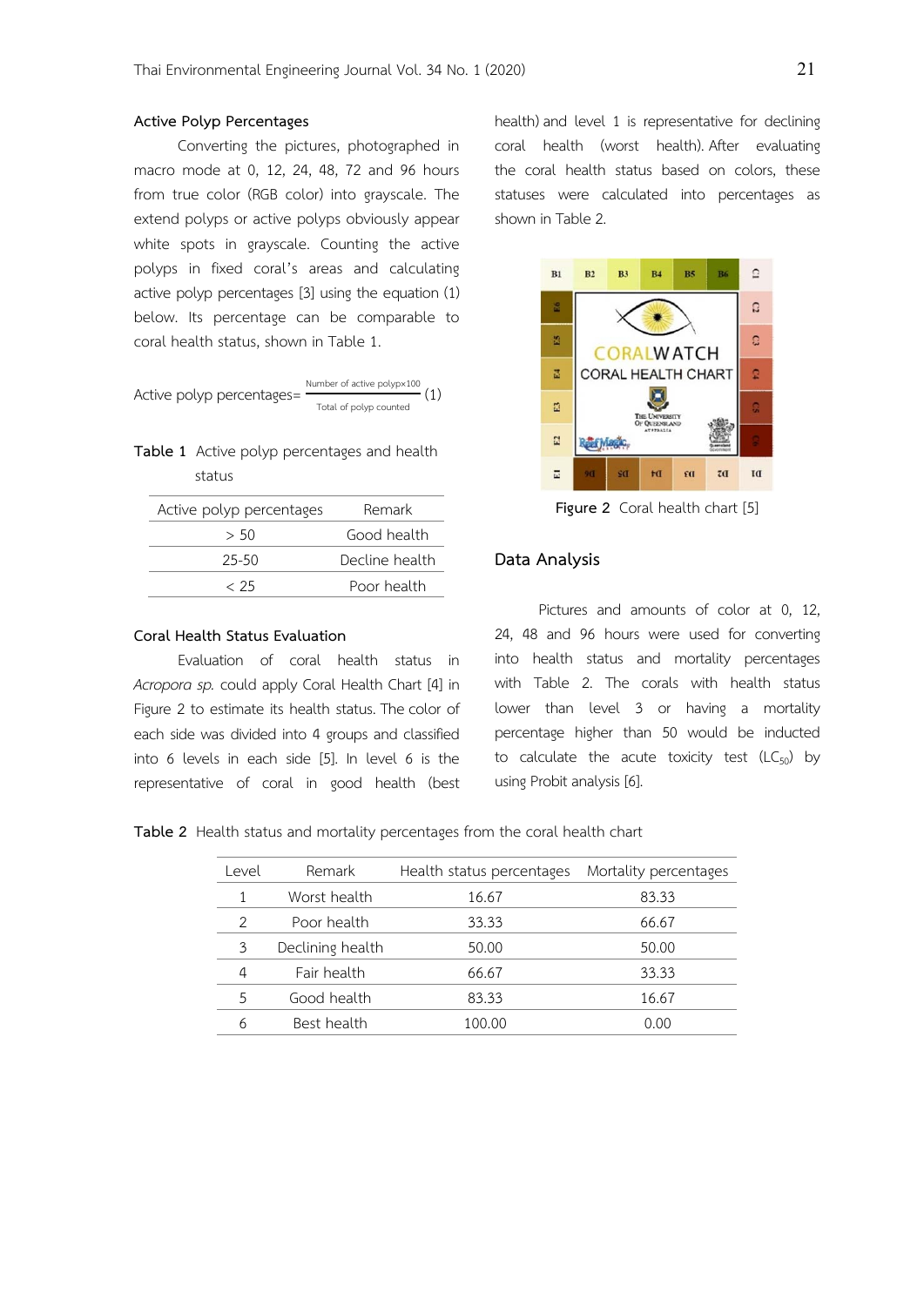### Active Polyp Percentages

Converting the pictures, photographed in macro mode at 0, 12, 24, 48, 72 and 96 hours from true color (RGB color) into grayscale. The extend polyps or active polyps obviously appear white spots in grayscale. Counting the active polyps in fixed coral's areas and calculating active polyp percentages [3] using the equation (1) below. Its percentage can be comparable to coral health status, shown in Table 1.

$$\text{Active polyp percentages} = \frac{\text{Number of active polyp} \times 100}{\text{Total of polyp counted}} \quad (1)$$

**Table 1** Active polyp percentages and health status

| Active polyp percentages | Remark |
|---|---|
| > 50 | Good health |
| 25-50 | Decline health |
| < 25 | Poor health |

### Coral Health Status Evaluation

Evaluation of coral health status in *Acropora sp*. could apply Coral Health Chart [4] in Figure 2 to estimate its health status. The color of each side was divided into 4 groups and classified into 6 levels in each side [5]. In level 6 is the representative of coral in good health (best health) and level 1 is representative for declining coral health (worst health). After evaluating the coral health status based on colors, these statuses were calculated into percentages as shown in Table 2.

**Figure 2** Coral health chart [5]

## Data Analysis

Pictures and amounts of color at 0, 12, 24, 48 and 96 hours were used for converting into health status and mortality percentages with Table 2. The corals with health status lower than level 3 or having a mortality percentage higher than 50 would be inducted to calculate the acute toxicity test ($LC_{50}$) by using Probit analysis [6].

**Table 2** Health status and mortality percentages from the coral health chart

| Level | Remark | Health status percentages | Mortality percentages |
|---|---|---|---|
| 1 | Worst health | 16.67 | 83.33 |
| 2 | Poor health | 33.33 | 66.67 |
| 3 | Declining health | 50.00 | 50.00 |
| 4 | Fair health | 66.67 | 33.33 |
| 5 | Good health | 83.33 | 16.67 |
| 6 | Best health | 100.00 | 0.00 |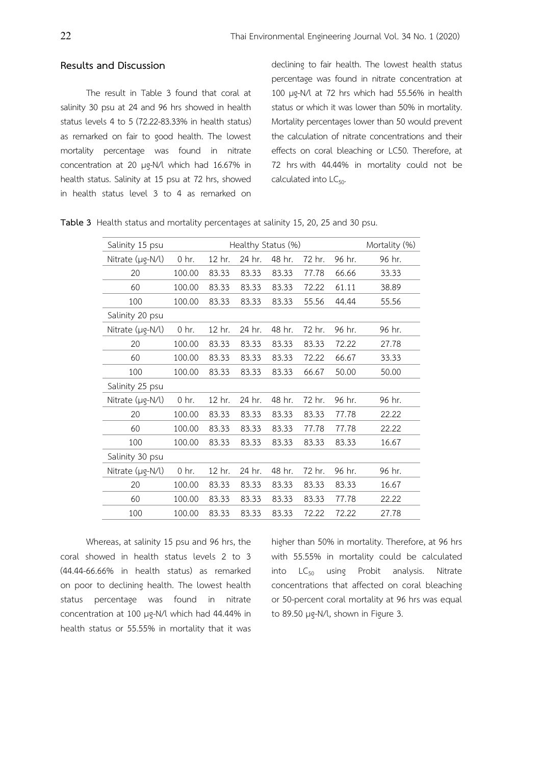## Results and Discussion

The result in Table 3 found that coral at salinity 30 psu at 24 and 96 hrs showed in health status levels 4 to 5 (72.22-83.33% in health status) as remarked on fair to good health. The lowest mortality percentage was found in nitrate concentration at 20 µg-N/l which had 16.67% in health status. Salinity at 15 psu at 72 hrs, showed in health status level 3 to 4 as remarked on declining to fair health. The lowest health status percentage was found in nitrate concentration at 100 µg-N/l at 72 hrs which had 55.56% in health status or which it was lower than 50% in mortality. Mortality percentages lower than 50 would prevent the calculation of nitrate concentrations and their effects on coral bleaching or LC50. Therefore, at 72 hrs with 44.44% in mortality could not be calculated into $LC_{50}$.

**Table 3** Health status and mortality percentages at salinity 15, 20, 25 and 30 psu.

| Salinity 15 psu | Healthy Status (%) | | | | | | Mortality (%) |
|---|---|---|---|---|---|---|---|
| Nitrate (µg-N/l) | 0 hr. | 12 hr. | 24 hr. | 48 hr. | 72 hr. | 96 hr. | 96 hr. |
| 20 | 100.00 | 83.33 | 83.33 | 83.33 | 77.78 | 66.66 | 33.33 |
| 60 | 100.00 | 83.33 | 83.33 | 83.33 | 72.22 | 61.11 | 38.89 |
| 100 | 100.00 | 83.33 | 83.33 | 83.33 | 55.56 | 44.44 | 55.56 |
| Salinity 20 psu | | | | | | | |
| Nitrate (µg-N/l) | 0 hr. | 12 hr. | 24 hr. | 48 hr. | 72 hr. | 96 hr. | 96 hr. |
| 20 | 100.00 | 83.33 | 83.33 | 83.33 | 83.33 | 72.22 | 27.78 |
| 60 | 100.00 | 83.33 | 83.33 | 83.33 | 72.22 | 66.67 | 33.33 |
| 100 | 100.00 | 83.33 | 83.33 | 83.33 | 66.67 | 50.00 | 50.00 |
| Salinity 25 psu | | | | | | | |
| Nitrate (µg-N/l) | 0 hr. | 12 hr. | 24 hr. | 48 hr. | 72 hr. | 96 hr. | 96 hr. |
| 20 | 100.00 | 83.33 | 83.33 | 83.33 | 83.33 | 77.78 | 22.22 |
| 60 | 100.00 | 83.33 | 83.33 | 83.33 | 77.78 | 77.78 | 22.22 |
| 100 | 100.00 | 83.33 | 83.33 | 83.33 | 83.33 | 83.33 | 16.67 |
| Salinity 30 psu | | | | | | | |
| Nitrate (µg-N/l) | 0 hr. | 12 hr. | 24 hr. | 48 hr. | 72 hr. | 96 hr. | 96 hr. |
| 20 | 100.00 | 83.33 | 83.33 | 83.33 | 83.33 | 83.33 | 16.67 |
| 60 | 100.00 | 83.33 | 83.33 | 83.33 | 83.33 | 77.78 | 22.22 |
| 100 | 100.00 | 83.33 | 83.33 | 83.33 | 72.22 | 72.22 | 27.78 |

Whereas, at salinity 15 psu and 96 hrs, the coral showed in health status levels 2 to 3 (44.44-66.66% in health status) as remarked on poor to declining health. The lowest health status percentage was found in nitrate concentration at 100 µg-N/l which had 44.44% in health status or 55.55% in mortality that it was higher than 50% in mortality. Therefore, at 96 hrs with 55.55% in mortality could be calculated into $LC_{50}$ using Probit analysis. Nitrate concentrations that affected on coral bleaching or 50-percent coral mortality at 96 hrs was equal to 89.50 µg-N/l, shown in Figure 3.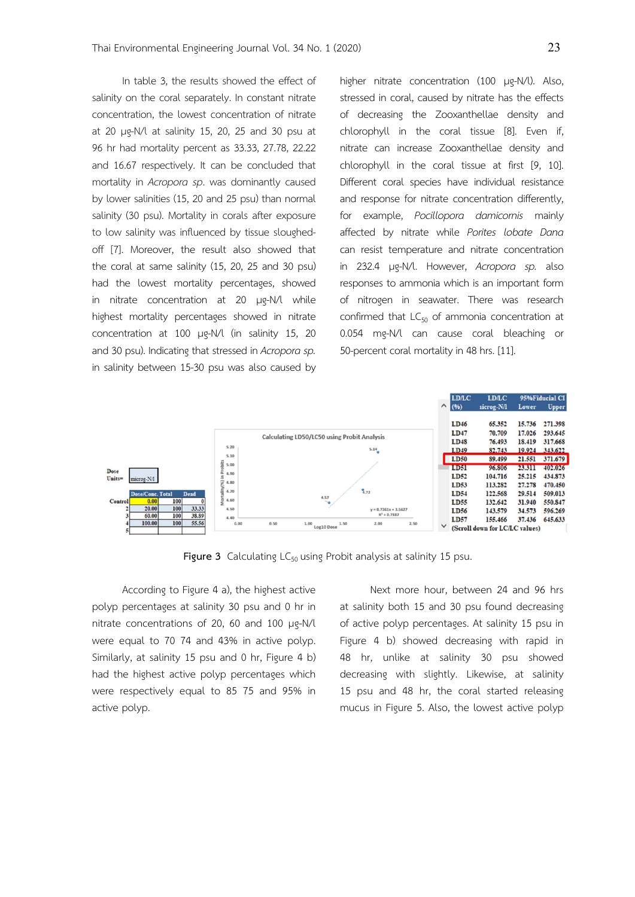In table 3, the results showed the effect of salinity on the coral separately. In constant nitrate concentration, the lowest concentration of nitrate at 20 µg-N/l at salinity 15, 20, 25 and 30 psu at 96 hr had mortality percent as 33.33, 27.78, 22.22 and 16.67 respectively. It can be concluded that mortality in *Acropora sp*. was dominantly caused by lower salinities (15, 20 and 25 psu) than normal salinity (30 psu). Mortality in corals after exposure to low salinity was influenced by tissue sloughed-off [7]. Moreover, the result also showed that the coral at same salinity (15, 20, 25 and 30 psu) had the lowest mortality percentages, showed in nitrate concentration at 20 µg-N/l while highest mortality percentages showed in nitrate concentration at 100 µg-N/l (in salinity 15, 20 and 30 psu). Indicating that stressed in *Acropora sp.* in salinity between 15-30 psu was also caused by higher nitrate concentration (100 µg-N/l). Also, stressed in coral, caused by nitrate has the effects of decreasing the Zooxanthellae density and chlorophyll in the coral tissue [8]. Even if, nitrate can increase Zooxanthellae density and chlorophyll in the coral tissue at first [9, 10]. Different coral species have individual resistance and response for nitrate concentration differently, for example, *Pocillopora damicornis* mainly affected by nitrate while *Porites lobate Dana* can resist temperature and nitrate concentration in 232.4 µg-N/l. However, *Acropora sp.* also responses to ammonia which is an important form of nitrogen in seawater. There was research confirmed that $LC_{50}$ of ammonia concentration at 0.054 mg-N/l can cause coral bleaching or 50-percent coral mortality in 48 hrs. [11].

Dose Units= microg-N/l

| | Dose/Conc. | Total | Dead |
|---|---|---|---|
| Control | 0.00 | 100 | 0 |
| 2 | 20.00 | 100 | 33.33 |
| 3 | 60.00 | 100 | 38.89 |
| 4 | 100.00 | 100 | 55.56 |
| 5 | | | |

Calculating LD50/LC50 using Probit Analysis

y = 0.7361x + 3.5627
R² = 0.7887

| LD/LC (%) | LD/LC microg-N/l | 95%Fiducial CI Lower | Upper |
|---|---|---|---|
| LD46 | 65.352 | 15.736 | 271.398 |
| LD47 | 70.709 | 17.026 | 293.645 |
| LD48 | 76.493 | 18.419 | 317.668 |
| LD49 | 82.743 | 19.924 | 343.622 |
| LD50 | 89.499 | 21.551 | 371.679 |
| LD51 | 96.806 | 23.311 | 402.026 |
| LD52 | 104.716 | 25.215 | 434.873 |
| LD53 | 113.282 | 27.278 | 470.450 |
| LD54 | 122.568 | 29.514 | 509.013 |
| LD55 | 132.642 | 31.940 | 550.847 |
| LD56 | 143.579 | 34.573 | 596.269 |
| LD57 | 155.466 | 37.436 | 645.633 |

(Scroll down for LC/LC values)

**Figure 3** Calculating $LC_{50}$ using Probit analysis at salinity 15 psu.

According to Figure 4 a), the highest active polyp percentages at salinity 30 psu and 0 hr in nitrate concentrations of 20, 60 and 100 µg-N/l were equal to 70 74 and 43% in active polyp. Similarly, at salinity 15 psu and 0 hr, Figure 4 b) had the highest active polyp percentages which were respectively equal to 85 75 and 95% in active polyp.

Next more hour, between 24 and 96 hrs at salinity both 15 and 30 psu found decreasing of active polyp percentages. At salinity 15 psu in Figure 4 b) showed decreasing with rapid in 48 hr, unlike at salinity 30 psu showed decreasing with slightly. Likewise, at salinity 15 psu and 48 hr, the coral started releasing mucus in Figure 5. Also, the lowest active polyp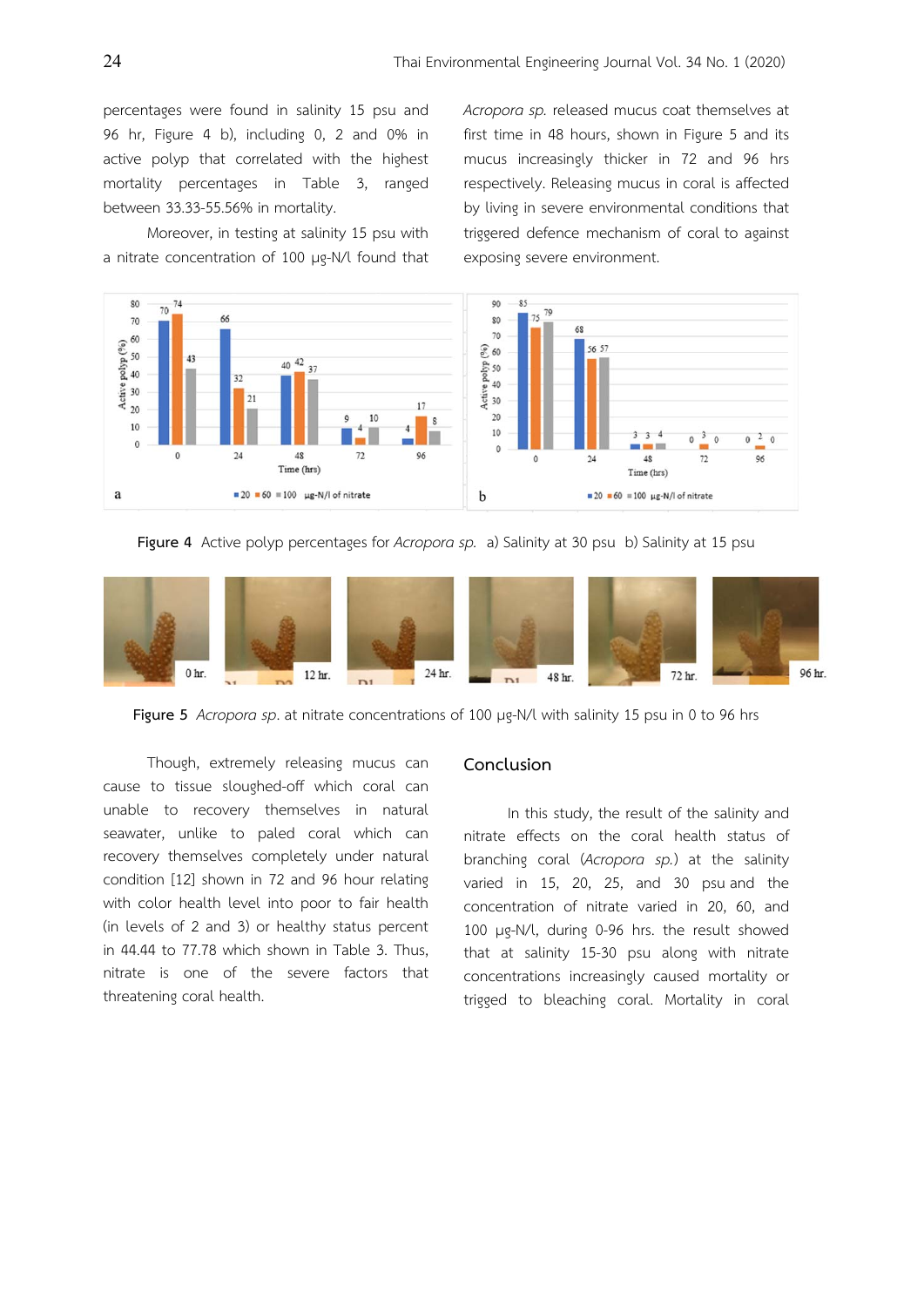percentages were found in salinity 15 psu and 96 hr, Figure 4 b), including 0, 2 and 0% in active polyp that correlated with the highest mortality percentages in Table 3, ranged between 33.33-55.56% in mortality.

Moreover, in testing at salinity 15 psu with a nitrate concentration of 100 μg-N/l found that *Acropora sp.* released mucus coat themselves at first time in 48 hours, shown in Figure 5 and its mucus increasingly thicker in 72 and 96 hrs respectively. Releasing mucus in coral is affected by living in severe environmental conditions that triggered defence mechanism of coral to against exposing severe environment.

**Figure 4** Active polyp percentages for *Acropora sp.* a) Salinity at 30 psu b) Salinity at 15 psu

**Figure 5** *Acropora sp*. at nitrate concentrations of 100 μg-N/l with salinity 15 psu in 0 to 96 hrs

Though, extremely releasing mucus can cause to tissue sloughed-off which coral can unable to recovery themselves in natural seawater, unlike to paled coral which can recovery themselves completely under natural condition [12] shown in 72 and 96 hour relating with color health level into poor to fair health (in levels of 2 and 3) or healthy status percent in 44.44 to 77.78 which shown in Table 3. Thus, nitrate is one of the severe factors that threatening coral health.

## Conclusion

In this study, the result of the salinity and nitrate effects on the coral health status of branching coral (*Acropora sp.*) at the salinity varied in 15, 20, 25, and 30 psu and the concentration of nitrate varied in 20, 60, and 100 μg-N/l, during 0-96 hrs. the result showed that at salinity 15-30 psu along with nitrate concentrations increasingly caused mortality or trigged to bleaching coral. Mortality in coral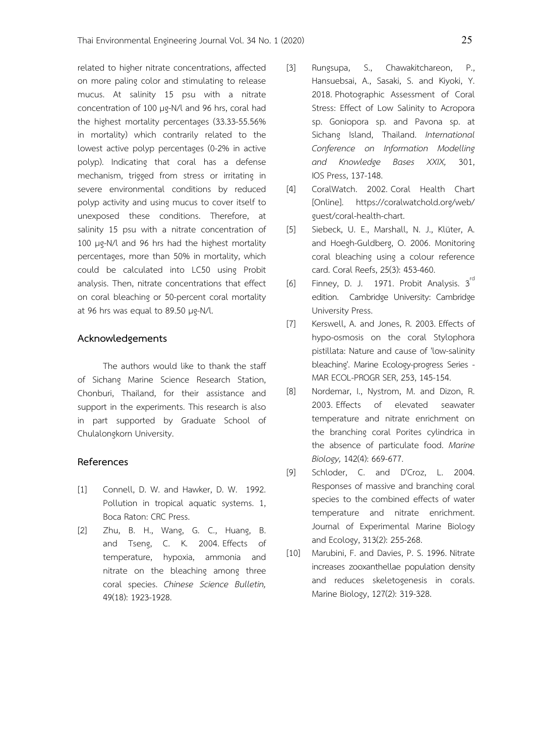related to higher nitrate concentrations, affected on more paling color and stimulating to release mucus. At salinity 15 psu with a nitrate concentration of 100 µg-N/l and 96 hrs, coral had the highest mortality percentages (33.33-55.56% in mortality) which contrarily related to the lowest active polyp percentages (0-2% in active polyp). Indicating that coral has a defense mechanism, trigged from stress or irritating in severe environmental conditions by reduced polyp activity and using mucus to cover itself to unexposed these conditions. Therefore, at salinity 15 psu with a nitrate concentration of 100 µg-N/l and 96 hrs had the highest mortality percentages, more than 50% in mortality, which could be calculated into LC50 using Probit analysis. Then, nitrate concentrations that effect on coral bleaching or 50-percent coral mortality at 96 hrs was equal to 89.50 µg-N/l.

## Acknowledgements

The authors would like to thank the staff of Sichang Marine Science Research Station, Chonburi, Thailand, for their assistance and support in the experiments. This research is also in part supported by Graduate School of Chulalongkorn University.

## References

[1] Connell, D. W. and Hawker, D. W. 1992. Pollution in tropical aquatic systems. 1, Boca Raton: CRC Press.

[2] Zhu, B. H., Wang, G. C., Huang, B. and Tseng, C. K. 2004. Effects of temperature, hypoxia, ammonia and nitrate on the bleaching among three coral species. *Chinese Science Bulletin,* 49(18): 1923-1928.

[3] Rungsupa, S., Chawakitchareon, P., Hansuebsai, A., Sasaki, S. and Kiyoki, Y. 2018. Photographic Assessment of Coral Stress: Effect of Low Salinity to Acropora sp. Goniopora sp. and Pavona sp. at Sichang Island, Thailand. *International Conference on Information Modelling and Knowledge Bases XXIX,* 301, IOS Press, 137-148.

[4] CoralWatch. 2002. Coral Health Chart [Online]. https://coralwatchold.org/web/guest/coral-health-chart.

[5] Siebeck, U. E., Marshall, N. J., Klüter, A. and Hoegh-Guldberg, O. 2006. Monitoring coral bleaching using a colour reference card. Coral Reefs, 25(3): 453-460.

[6] Finney, D. J. 1971. Probit Analysis. 3rd edition. Cambridge University: Cambridge University Press.

[7] Kerswell, A. and Jones, R. 2003. Effects of hypo-osmosis on the coral Stylophora pistillata: Nature and cause of 'low-salinity bleaching'. Marine Ecology-progress Series - MAR ECOL-PROGR SER, 253, 145-154.

[8] Nordemar, I., Nystrom, M. and Dizon, R. 2003. Effects of elevated seawater temperature and nitrate enrichment on the branching coral Porites cylindrica in the absence of particulate food. *Marine Biology,* 142(4): 669-677.

[9] Schloder, C. and D'Croz, L. 2004. Responses of massive and branching coral species to the combined effects of water temperature and nitrate enrichment. Journal of Experimental Marine Biology and Ecology, 313(2): 255-268.

[10] Marubini, F. and Davies, P. S. 1996. Nitrate increases zooxanthellae population density and reduces skeletogenesis in corals. Marine Biology, 127(2): 319-328.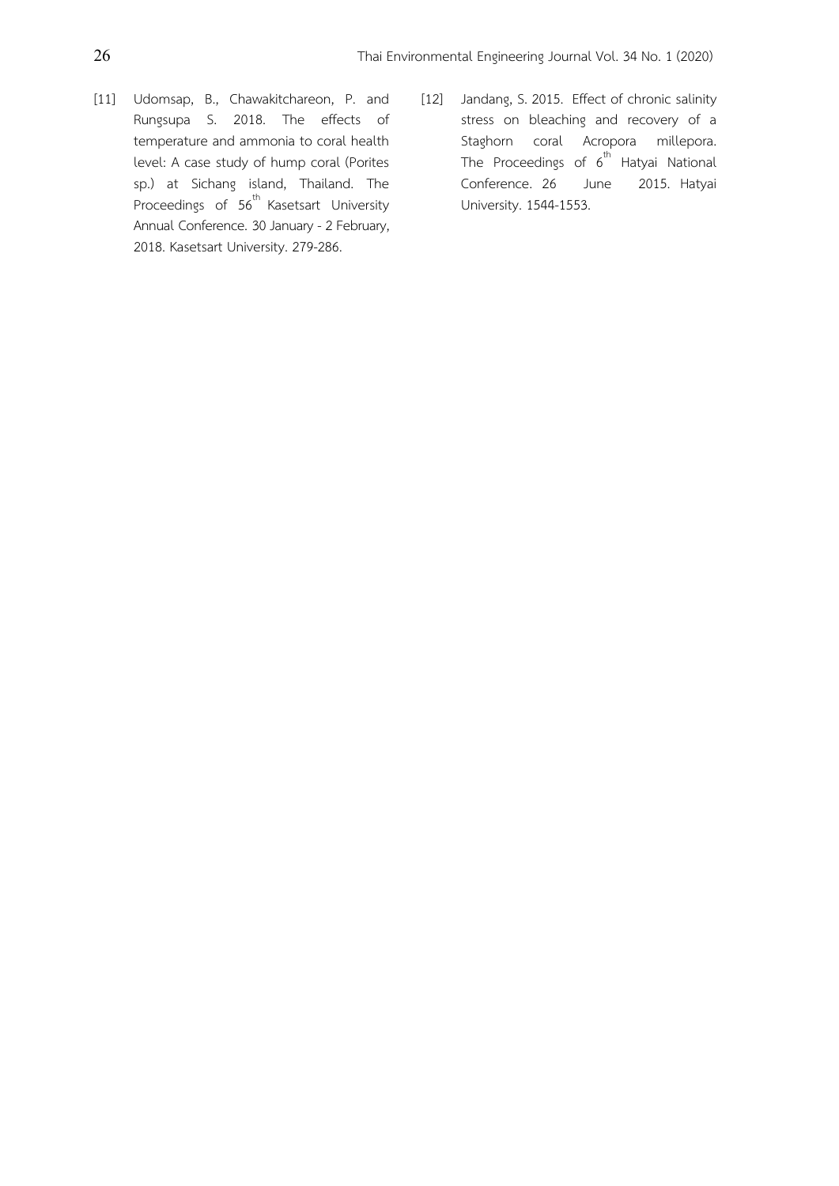[11] Udomsap, B., Chawakitchareon, P. and Rungsupa S. 2018. The effects of temperature and ammonia to coral health level: A case study of hump coral (Porites sp.) at Sichang island, Thailand. The Proceedings of 56th Kasetsart University Annual Conference. 30 January - 2 February, 2018. Kasetsart University. 279-286.

[12] Jandang, S. 2015. Effect of chronic salinity stress on bleaching and recovery of a Staghorn coral Acropora millepora. The Proceedings of 6th Hatyai National Conference. 26 June 2015. Hatyai University. 1544-1553.